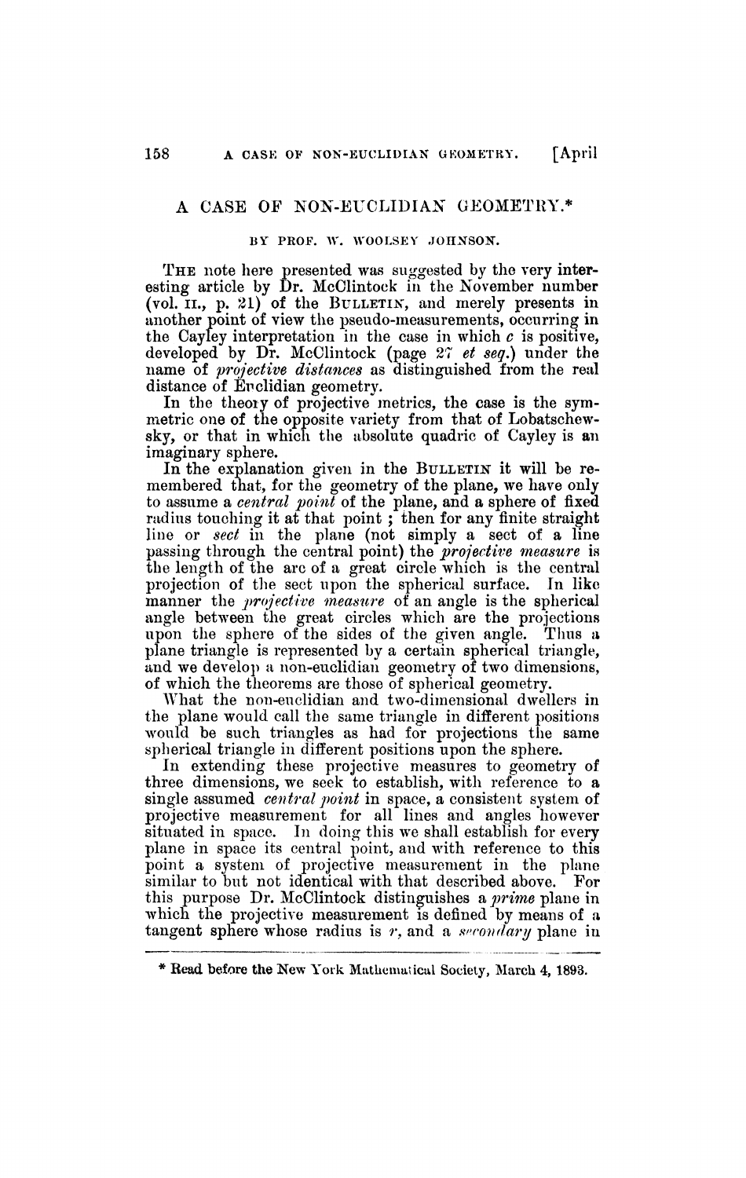# A CASE OF NON-EUCLIDIAN GEOMETRY.*

BY PROF. W. WOOLSEY JOHNSON.

THE note here presented was suggested by the very interesting article by Dr. McClintock in the November number (vol. II., p. 21) of the BULLETIN, and merely presents in another point of view the pseudo-measurements, occurring in the Cayley interpretation in the case in which $c$ is positive, developed by Dr. McClintock (page 27 *et seq.*) under the name of *projective distances* as distinguished from the real distance of Euclidian geometry.

In the theory of projective metrics, the case is the symmetric one of the opposite variety from that of Lobatschewsky, or that in which the absolute quadric of Cayley is an imaginary sphere.

In the explanation given in the BULLETIN it will be remembered that, for the geometry of the plane, we have only to assume a *central point* of the plane, and a sphere of fixed radius touching it at that point ; then for any finite straight line or *sect* in the plane (not simply a sect of a line passing through the central point) the *projective measure* is the length of the arc of a great circle which is the central projection of the sect upon the spherical surface. In like manner the *projective measure* of an angle is the spherical angle between the great circles which are the projections upon the sphere of the sides of the given angle. Thus a plane triangle is represented by a certain spherical triangle, and we develop a non-euclidian geometry of two dimensions, of which the theorems are those of spherical geometry.

What the non-euclidian and two-dimensional dwellers in the plane would call the same triangle in different positions would be such triangles as had for projections the same spherical triangle in different positions upon the sphere.

In extending these projective measures to geometry of three dimensions, we seek to establish, with reference to a single assumed *central point* in space, a consistent system of projective measurement for all lines and angles however situated in space. In doing this we shall establish for every plane in space its central point, and with reference to this point a system of projective measurement in the plane similar to but not identical with that described above. For this purpose Dr. McClintock distinguishes a *prime* plane in which the projective measurement is defined by means of a tangent sphere whose radius is $r$, and a *secondary* plane in

* Read before the New York Mathematical Society, March 4, 1893.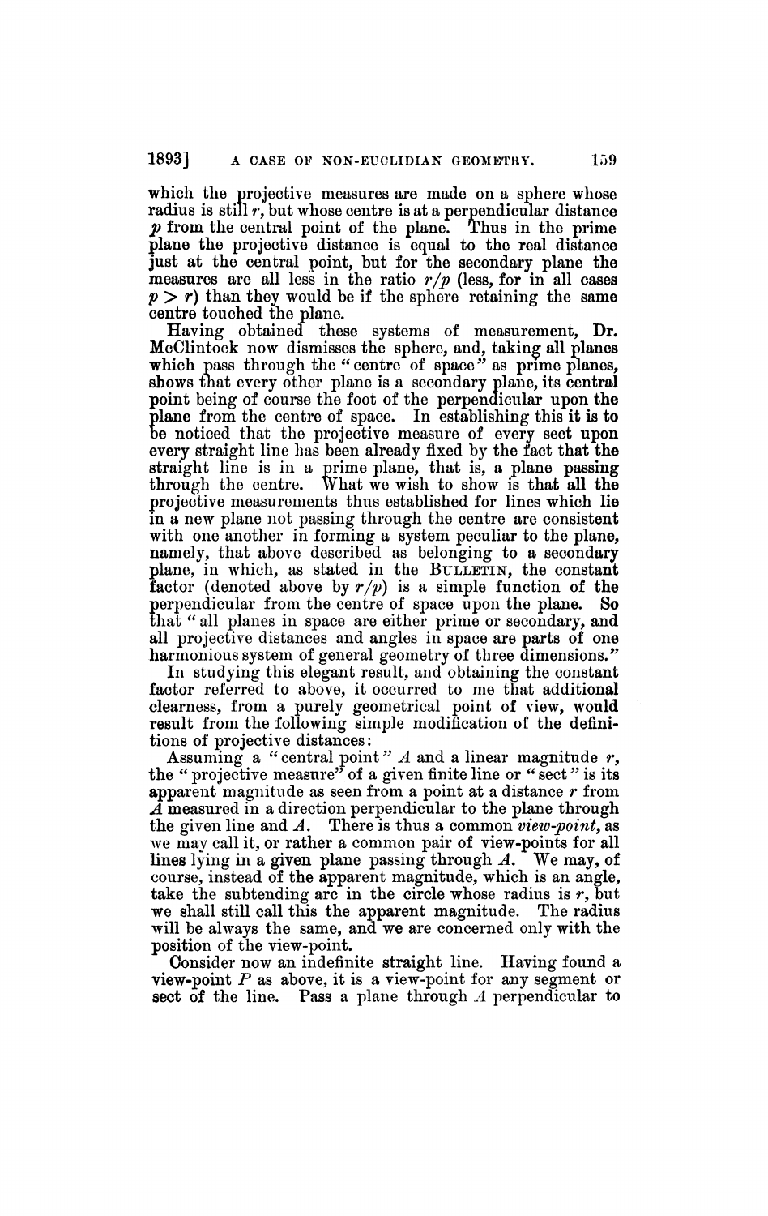which the projective measures are made on a sphere whose radius is still $r$, but whose centre is at a perpendicular distance $p$ from the central point of the plane. Thus in the prime plane the projective distance is equal to the real distance just at the central point, but for the secondary plane the measures are all less in the ratio $r/p$ (less, for in all cases $p > r$) than they would be if the sphere retaining the same centre touched the plane.

Having obtained these systems of measurement, Dr. McClintock now dismisses the sphere, and, taking all planes which pass through the "centre of space" as prime planes, shows that every other plane is a secondary plane, its central point being of course the foot of the perpendicular upon the plane from the centre of space. In establishing this it is to be noticed that the projective measure of every sect upon every straight line has been already fixed by the fact that the straight line is in a prime plane, that is, a plane passing through the centre. What we wish to show is that all the projective measurements thus established for lines which lie in a new plane not passing through the centre are consistent with one another in forming a system peculiar to the plane, namely, that above described as belonging to a secondary plane, in which, as stated in the BULLETIN, the constant factor (denoted above by $r/p$) is a simple function of the perpendicular from the centre of space upon the plane. So that "all planes in space are either prime or secondary, and all projective distances and angles in space are parts of one harmonious system of general geometry of three dimensions."

In studying this elegant result, and obtaining the constant factor referred to above, it occurred to me that additional clearness, from a purely geometrical point of view, would result from the following simple modification of the definitions of projective distances:

Assuming a "central point" $A$ and a linear magnitude $r$, the "projective measure" of a given finite line or "sect" is its apparent magnitude as seen from a point at a distance $r$ from $A$ measured in a direction perpendicular to the plane through the given line and $A$. There is thus a common *view-point*, as we may call it, or rather a common pair of view-points for all lines lying in a given plane passing through $A$. We may, of course, instead of the apparent magnitude, which is an angle, take the subtending arc in the circle whose radius is $r$, but we shall still call this the apparent magnitude. The radius will be always the same, and we are concerned only with the position of the view-point.

Consider now an indefinite straight line. Having found a view-point $P$ as above, it is a view-point for any segment or sect of the line. Pass a plane through $A$ perpendicular to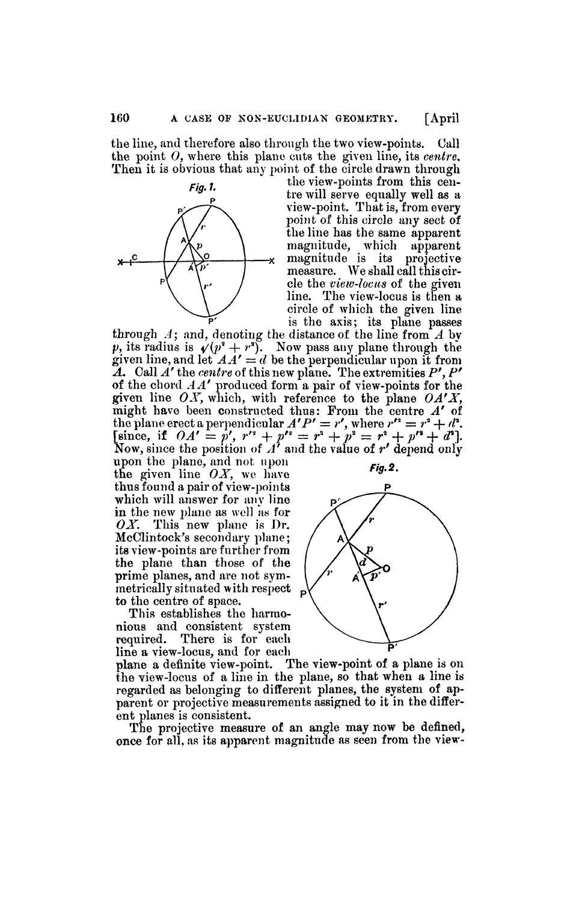the line, and therefore also through the two view-points. Call the point $O$, where this plane cuts the given line, its *centre*. Then it is obvious that any point of the circle drawn through the view-points from this centre will serve equally well as a view-point. That is, from every point of this circle any sect of the line has the same apparent magnitude, which apparent magnitude is its projective measure. We shall call this circle the *view-locus* of the given line. The view-locus is then a circle of which the given line is the axis; its plane passes through $A$; and, denoting the distance of the line from $A$ by $p$, its radius is $\sqrt{(p^2 + r^2)}$. Now pass any plane through the given line, and let $AA' = d$ be the perpendicular upon it from $A$. Call $A'$ the *centre* of this new plane. The extremities $P'$, $P'$ of the chord $AA'$ produced form a pair of view-points for the given line $OX$, which, with reference to the plane $OA'X$, might have been constructed thus: From the centre $A'$ of the plane erect a perpendicular $A'P' = r'$, where $r'^2 = r^2 + d^2$. [since, if $OA' = p'$, $r'^2 + p'^2 = r^2 + p^2 = r^2 + p'^2 + d^2$]. Now, since the position of $A'$ and the value of $r'$ depend only upon the plane, and not upon the given line $OX$, we have thus found a pair of view-points which will answer for any line in the new plane as well as for $OX$. This new plane is Dr. McClintock's secondary plane; its view-points are further from the plane than those of the prime planes, and are not symmetrically situated with respect to the centre of space.

This establishes the harmonious and consistent system required. There is for each line a view-locus, and for each plane a definite view-point. The view-point of a plane is on the view-locus of a line in the plane, so that when a line is regarded as belonging to different planes, the system of apparent or projective measurements assigned to it in the different planes is consistent.

The projective measure of an angle may now be defined, once for all, as its apparent magnitude as seen from the view-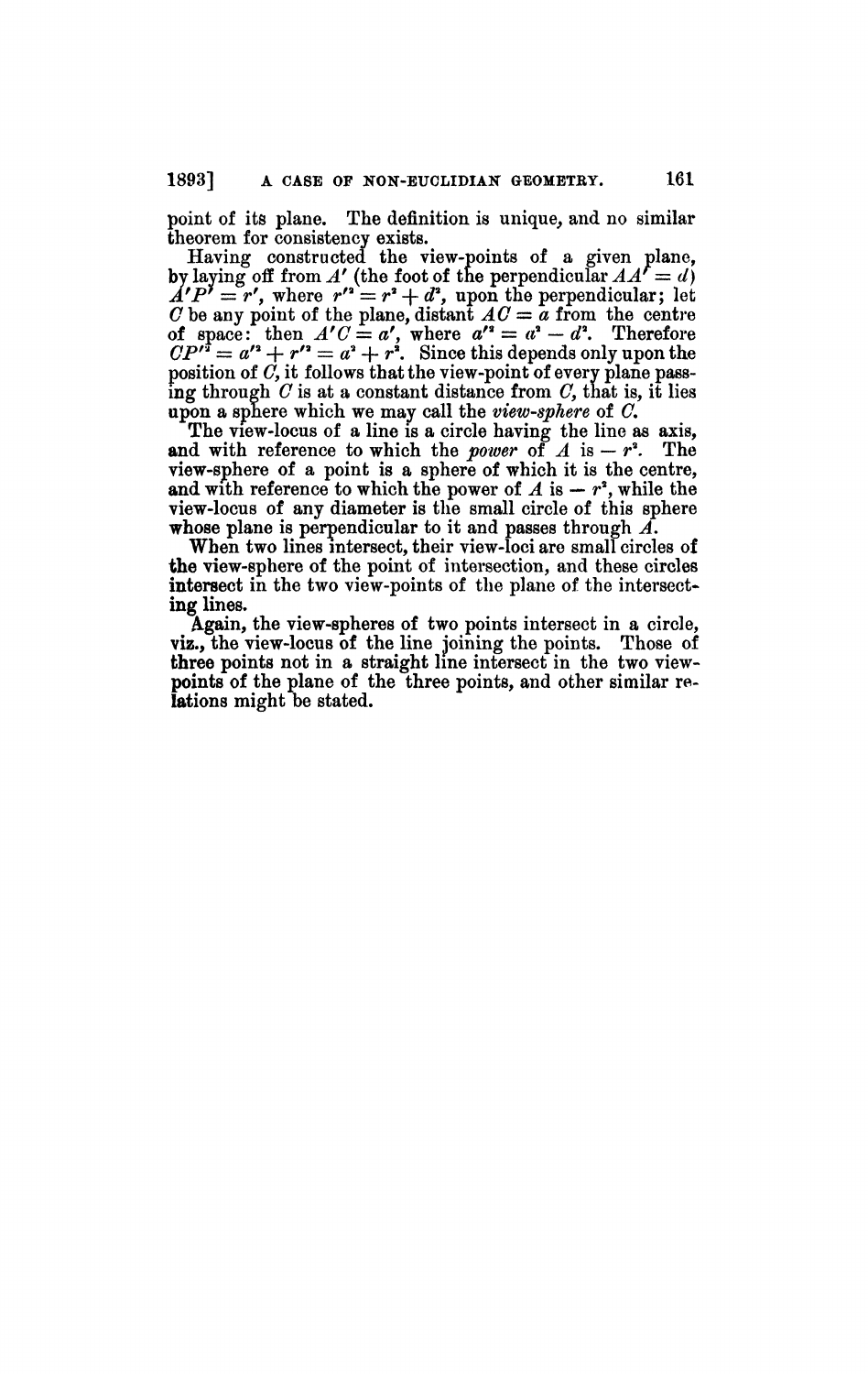point of its plane. The definition is unique, and no similar theorem for consistency exists.

Having constructed the view-points of a given plane, by laying off from $A'$ (the foot of the perpendicular $AA' = d$) $A'P' = r'$, where $r'^2 = r^2 + d^2$, upon the perpendicular; let $C$ be any point of the plane, distant $AC = a$ from the centre of space: then $A'C = a'$, where $a'^2 = a^2 - d^2$. Therefore $CP'^2 = a'^2 + r'^2 = a^2 + r^2$. Since this depends only upon the position of $C$, it follows that the view-point of every plane passing through $C$ is at a constant distance from $C$, that is, it lies upon a sphere which we may call the *view-sphere* of $C$.

The view-locus of a line is a circle having the line as axis, and with reference to which the *power* of $A$ is $-r^2$. The view-sphere of a point is a sphere of which it is the centre, and with reference to which the power of $A$ is $-r^2$, while the view-locus of any diameter is the small circle of this sphere whose plane is perpendicular to it and passes through $A$.

When two lines intersect, their view-loci are small circles of the view-sphere of the point of intersection, and these circles intersect in the two view-points of the plane of the intersecting lines.

Again, the view-spheres of two points intersect in a circle, viz., the view-locus of the line joining the points. Those of three points not in a straight line intersect in the two view-points of the plane of the three points, and other similar relations might be stated.